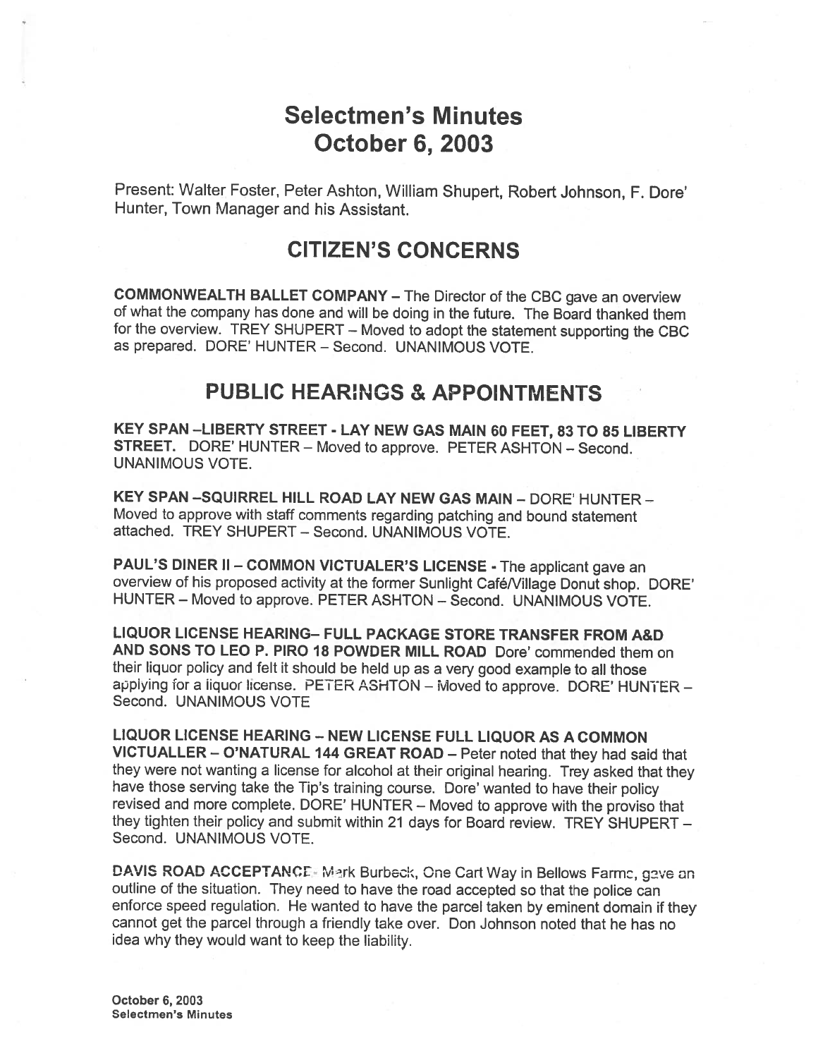# Selectmen's Minutes
# October 6, 2003

Present: Walter Foster, Peter Ashton, William Shupert, Robert Johnson, F. Dore' Hunter, Town Manager and his Assistant.

## CITIZEN'S CONCERNS

**COMMONWEALTH BALLET COMPANY** – The Director of the CBC gave an overview of what the company has done and will be doing in the future. The Board thanked them for the overview. TREY SHUPERT – Moved to adopt the statement supporting the CBC as prepared. DORE' HUNTER – Second. UNANIMOUS VOTE.

## PUBLIC HEARINGS & APPOINTMENTS

**KEY SPAN –LIBERTY STREET - LAY NEW GAS MAIN 60 FEET, 83 TO 85 LIBERTY STREET.** DORE' HUNTER – Moved to approve. PETER ASHTON – Second. UNANIMOUS VOTE.

**KEY SPAN –SQUIRREL HILL ROAD LAY NEW GAS MAIN** – DORE' HUNTER – Moved to approve with staff comments regarding patching and bound statement attached. TREY SHUPERT – Second. UNANIMOUS VOTE.

**PAUL'S DINER II – COMMON VICTUALER'S LICENSE** - The applicant gave an overview of his proposed activity at the former Sunlight Café/Village Donut shop. DORE' HUNTER – Moved to approve. PETER ASHTON – Second. UNANIMOUS VOTE.

**LIQUOR LICENSE HEARING– FULL PACKAGE STORE TRANSFER FROM A&D AND SONS TO LEO P. PIRO 18 POWDER MILL ROAD** Dore' commended them on their liquor policy and felt it should be held up as a very good example to all those applying for a liquor license. PETER ASHTON – Moved to approve. DORE' HUNTER – Second. UNANIMOUS VOTE

**LIQUOR LICENSE HEARING – NEW LICENSE FULL LIQUOR AS A COMMON VICTUALLER – O'NATURAL 144 GREAT ROAD** – Peter noted that they had said that they were not wanting a license for alcohol at their original hearing. Trey asked that they have those serving take the Tip's training course. Dore' wanted to have their policy revised and more complete. DORE' HUNTER – Moved to approve with the proviso that they tighten their policy and submit within 21 days for Board review. TREY SHUPERT – Second. UNANIMOUS VOTE.

**DAVIS ROAD ACCEPTANCE**- Mark Burbeck, One Cart Way in Bellows Farms, gave an outline of the situation. They need to have the road accepted so that the police can enforce speed regulation. He wanted to have the parcel taken by eminent domain if they cannot get the parcel through a friendly take over. Don Johnson noted that he has no idea why they would want to keep the liability.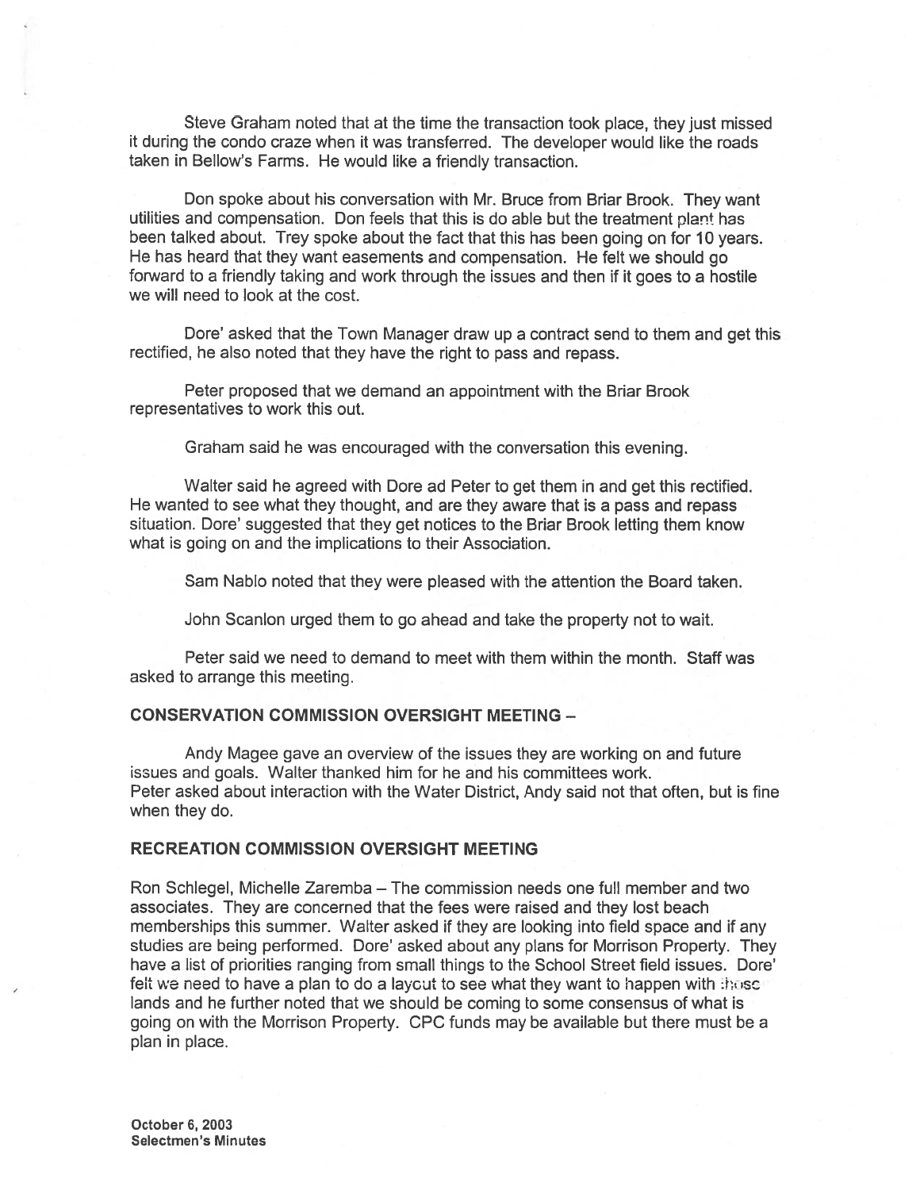Steve Graham noted that at the time the transaction took place, they just missed it during the condo craze when it was transferred. The developer would like the roads taken in Bellow's Farms. He would like a friendly transaction.

Don spoke about his conversation with Mr. Bruce from Briar Brook. They want utilities and compensation. Don feels that this is do able but the treatment plant has been talked about. Trey spoke about the fact that this has been going on for 10 years. He has heard that they want easements and compensation. He felt we should go forward to a friendly taking and work through the issues and then if it goes to a hostile we will need to look at the cost.

Dore' asked that the Town Manager draw up a contract send to them and get this rectified, he also noted that they have the right to pass and repass.

Peter proposed that we demand an appointment with the Briar Brook representatives to work this out.

Graham said he was encouraged with the conversation this evening.

Walter said he agreed with Dore ad Peter to get them in and get this rectified. He wanted to see what they thought, and are they aware that is a pass and repass situation. Dore' suggested that they get notices to the Briar Brook letting them know what is going on and the implications to their Association.

Sam Nablo noted that they were pleased with the attention the Board taken.

John Scanlon urged them to go ahead and take the property not to wait.

Peter said we need to demand to meet with them within the month. Staff was asked to arrange this meeting.

**CONSERVATION COMMISSION OVERSIGHT MEETING –**

Andy Magee gave an overview of the issues they are working on and future issues and goals. Walter thanked him for he and his committees work.
Peter asked about interaction with the Water District, Andy said not that often, but is fine when they do.

**RECREATION COMMISSION OVERSIGHT MEETING**

Ron Schlegel, Michelle Zaremba – The commission needs one full member and two associates. They are concerned that the fees were raised and they lost beach memberships this summer. Walter asked if they are looking into field space and if any studies are being performed. Dore' asked about any plans for Morrison Property. They have a list of priorities ranging from small things to the School Street field issues. Dore' felt we need to have a plan to do a layout to see what they want to happen with those lands and he further noted that we should be coming to some consensus of what is going on with the Morrison Property. CPC funds may be available but there must be a plan in place.

October 6, 2003
Selectmen's Minutes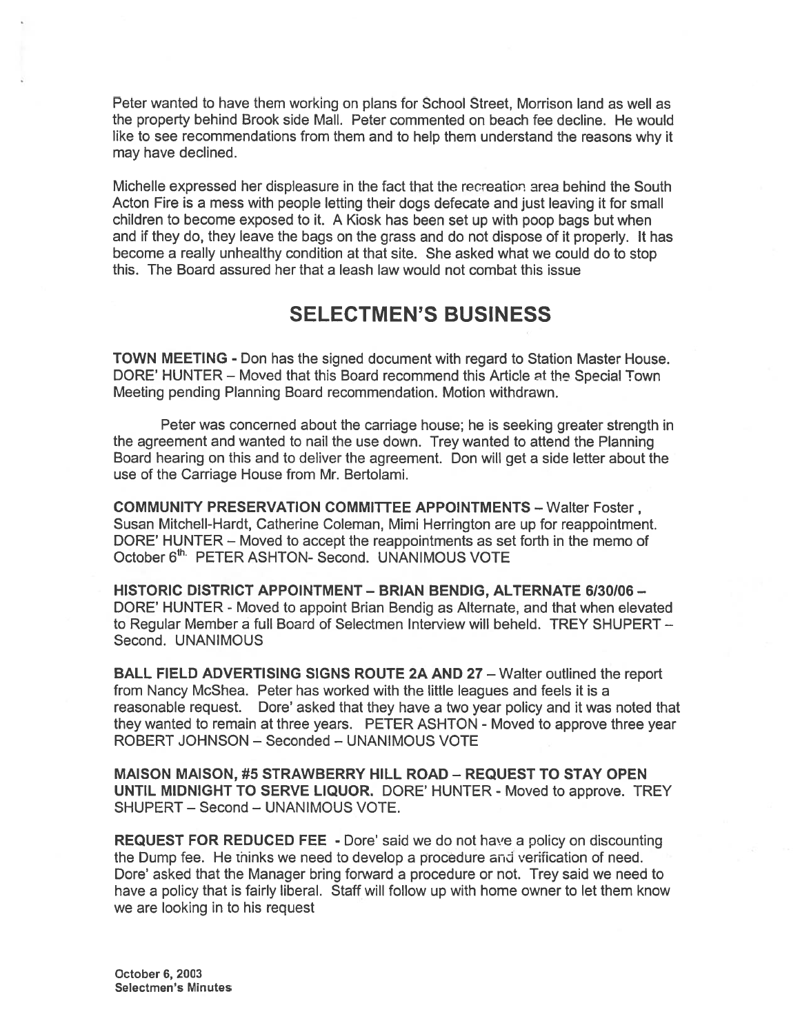Peter wanted to have them working on plans for School Street, Morrison land as well as the property behind Brook side Mall. Peter commented on beach fee decline. He would like to see recommendations from them and to help them understand the reasons why it may have declined.

Michelle expressed her displeasure in the fact that the recreation area behind the South Acton Fire is a mess with people letting their dogs defecate and just leaving it for small children to become exposed to it. A Kiosk has been set up with poop bags but when and if they do, they leave the bags on the grass and do not dispose of it properly. It has become a really unhealthy condition at that site. She asked what we could do to stop this. The Board assured her that a leash law would not combat this issue

# SELECTMEN'S BUSINESS

**TOWN MEETING -** Don has the signed document with regard to Station Master House. DORE' HUNTER – Moved that this Board recommend this Article at the Special Town Meeting pending Planning Board recommendation. Motion withdrawn.

Peter was concerned about the carriage house; he is seeking greater strength in the agreement and wanted to nail the use down. Trey wanted to attend the Planning Board hearing on this and to deliver the agreement. Don will get a side letter about the use of the Carriage House from Mr. Bertolami.

**COMMUNITY PRESERVATION COMMITTEE APPOINTMENTS** – Walter Foster, Susan Mitchell-Hardt, Catherine Coleman, Mimi Herrington are up for reappointment. DORE' HUNTER – Moved to accept the reappointments as set forth in the memo of October 6th. PETER ASHTON- Second. UNANIMOUS VOTE

**HISTORIC DISTRICT APPOINTMENT – BRIAN BENDIG, ALTERNATE 6/30/06 –** DORE' HUNTER - Moved to appoint Brian Bendig as Alternate, and that when elevated to Regular Member a full Board of Selectmen Interview will beheld. TREY SHUPERT – Second. UNANIMOUS

**BALL FIELD ADVERTISING SIGNS ROUTE 2A AND 27** – Walter outlined the report from Nancy McShea. Peter has worked with the little leagues and feels it is a reasonable request. Dore' asked that they have a two year policy and it was noted that they wanted to remain at three years. PETER ASHTON - Moved to approve three year ROBERT JOHNSON – Seconded – UNANIMOUS VOTE

**MAISON MAISON, #5 STRAWBERRY HILL ROAD – REQUEST TO STAY OPEN UNTIL MIDNIGHT TO SERVE LIQUOR.** DORE' HUNTER - Moved to approve. TREY SHUPERT – Second – UNANIMOUS VOTE.

**REQUEST FOR REDUCED FEE** - Dore' said we do not have a policy on discounting the Dump fee. He thinks we need to develop a procedure and verification of need. Dore' asked that the Manager bring forward a procedure or not. Trey said we need to have a policy that is fairly liberal. Staff will follow up with home owner to let them know we are looking in to his request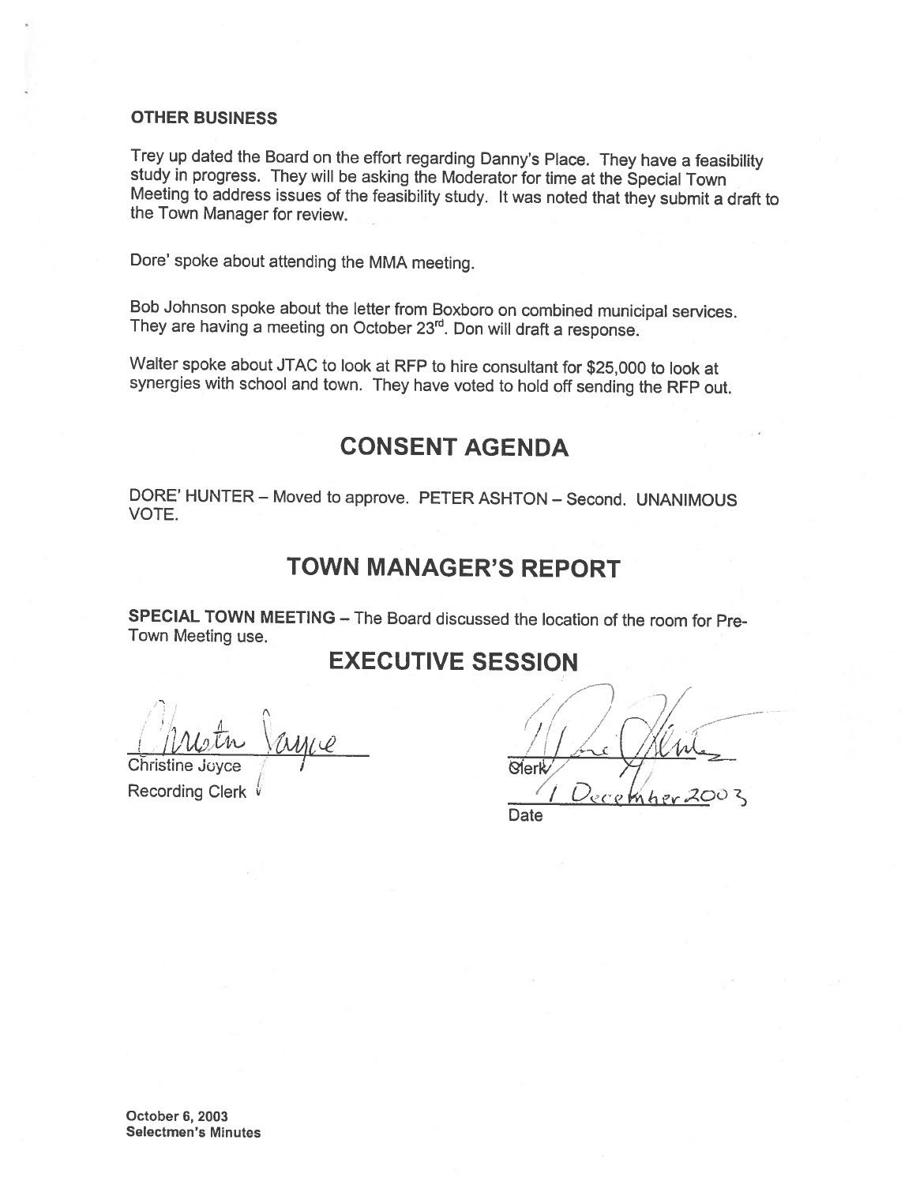**OTHER BUSINESS**

Trey up dated the Board on the effort regarding Danny's Place. They have a feasibility study in progress. They will be asking the Moderator for time at the Special Town Meeting to address issues of the feasibility study. It was noted that they submit a draft to the Town Manager for review.

Dore' spoke about attending the MMA meeting.

Bob Johnson spoke about the letter from Boxboro on combined municipal services. They are having a meeting on October 23rd. Don will draft a response.

Walter spoke about JTAC to look at RFP to hire consultant for $25,000 to look at synergies with school and town. They have voted to hold off sending the RFP out.

## CONSENT AGENDA

DORE' HUNTER – Moved to approve. PETER ASHTON – Second. UNANIMOUS VOTE.

## TOWN MANAGER'S REPORT

**SPECIAL TOWN MEETING** – The Board discussed the location of the room for Pre-Town Meeting use.

## EXECUTIVE SESSION

Christine Joyce
Recording Clerk

Clerk

1 December 2003
Date

October 6, 2003
Selectmen's Minutes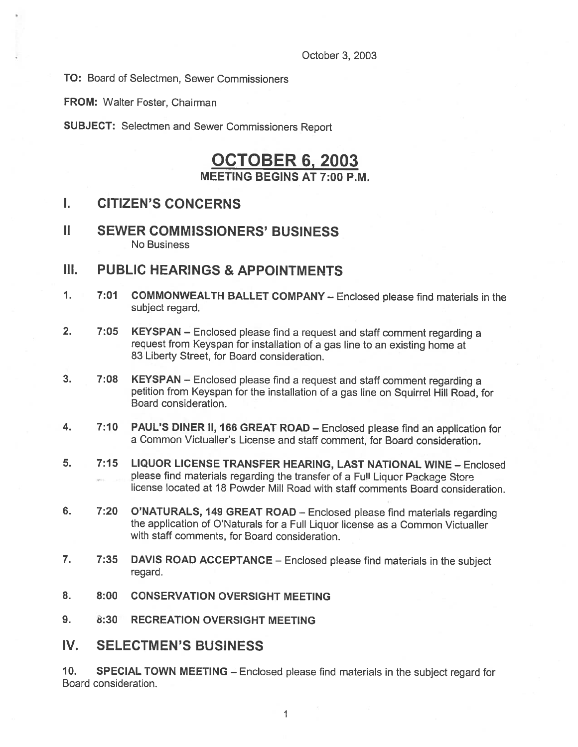October 3, 2003

**TO:** Board of Selectmen, Sewer Commissioners

**FROM:** Walter Foster, Chairman

**SUBJECT:** Selectmen and Sewer Commissioners Report

# OCTOBER 6, 2003

**MEETING BEGINS AT 7:00 P.M.**

## I. CITIZEN'S CONCERNS

## II SEWER COMMISSIONERS' BUSINESS

No Business

## III. PUBLIC HEARINGS & APPOINTMENTS

1. 7:01 **COMMONWEALTH BALLET COMPANY** – Enclosed please find materials in the subject regard.

2. 7:05 **KEYSPAN** – Enclosed please find a request and staff comment regarding a request from Keyspan for installation of a gas line to an existing home at 83 Liberty Street, for Board consideration.

3. 7:08 **KEYSPAN** – Enclosed please find a request and staff comment regarding a petition from Keyspan for the installation of a gas line on Squirrel Hill Road, for Board consideration.

4. 7:10 **PAUL'S DINER II, 166 GREAT ROAD** – Enclosed please find an application for a Common Victualler's License and staff comment, for Board consideration.

5. 7:15 **LIQUOR LICENSE TRANSFER HEARING, LAST NATIONAL WINE** – Enclosed please find materials regarding the transfer of a Full Liquor Package Store license located at 18 Powder Mill Road with staff comments Board consideration.

6. 7:20 **O'NATURALS, 149 GREAT ROAD** – Enclosed please find materials regarding the application of O'Naturals for a Full Liquor license as a Common Victualler with staff comments, for Board consideration.

7. 7:35 **DAVIS ROAD ACCEPTANCE** – Enclosed please find materials in the subject regard.

8. 8:00 **CONSERVATION OVERSIGHT MEETING**

9. 8:30 **RECREATION OVERSIGHT MEETING**

## IV. SELECTMEN'S BUSINESS

10. **SPECIAL TOWN MEETING** – Enclosed please find materials in the subject regard for Board consideration.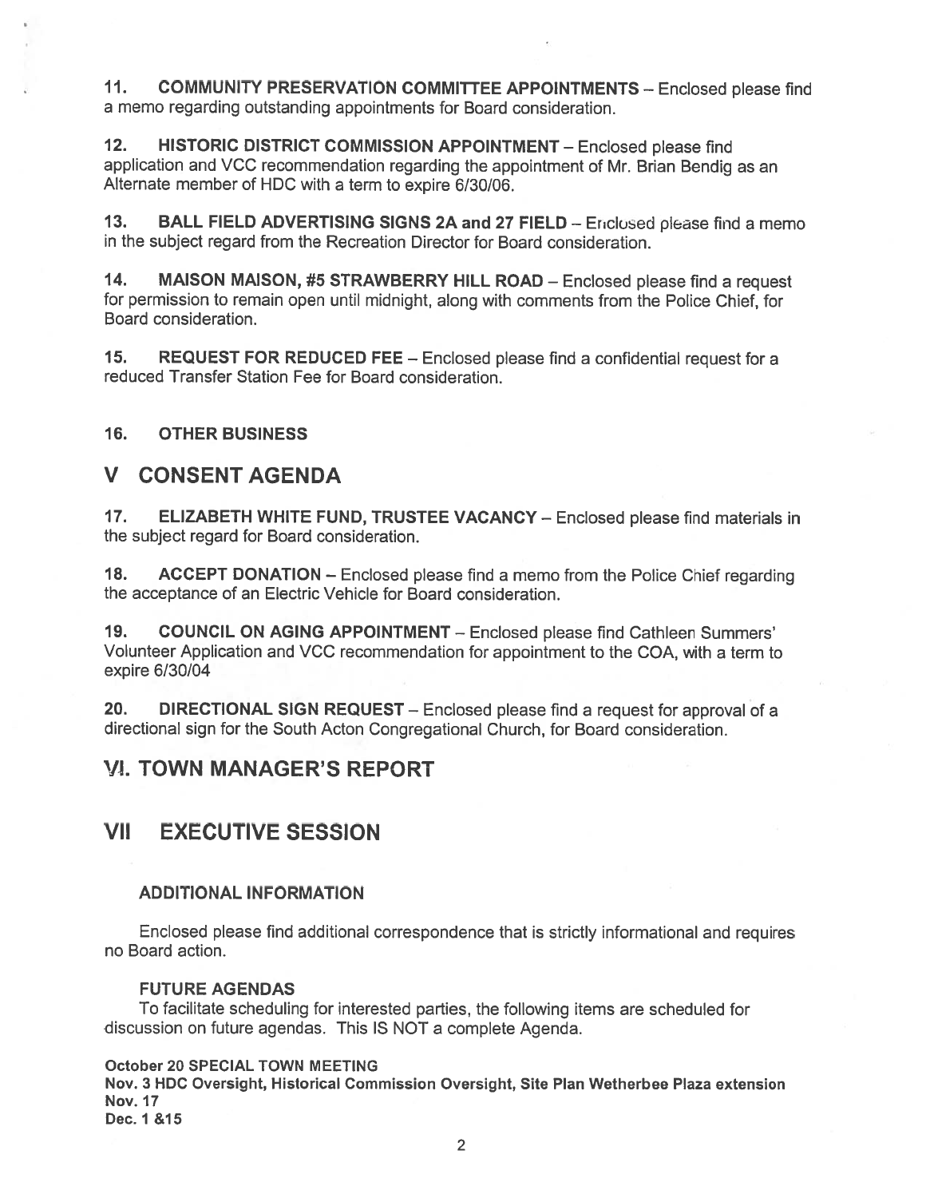**11. COMMUNITY PRESERVATION COMMITTEE APPOINTMENTS** – Enclosed please find a memo regarding outstanding appointments for Board consideration.

**12. HISTORIC DISTRICT COMMISSION APPOINTMENT** – Enclosed please find application and VCC recommendation regarding the appointment of Mr. Brian Bendig as an Alternate member of HDC with a term to expire 6/30/06.

**13. BALL FIELD ADVERTISING SIGNS 2A and 27 FIELD** – Enclosed please find a memo in the subject regard from the Recreation Director for Board consideration.

**14. MAISON MAISON, #5 STRAWBERRY HILL ROAD** – Enclosed please find a request for permission to remain open until midnight, along with comments from the Police Chief, for Board consideration.

**15. REQUEST FOR REDUCED FEE** – Enclosed please find a confidential request for a reduced Transfer Station Fee for Board consideration.

**16. OTHER BUSINESS**

# V CONSENT AGENDA

**17. ELIZABETH WHITE FUND, TRUSTEE VACANCY** – Enclosed please find materials in the subject regard for Board consideration.

**18. ACCEPT DONATION** – Enclosed please find a memo from the Police Chief regarding the acceptance of an Electric Vehicle for Board consideration.

**19. COUNCIL ON AGING APPOINTMENT** – Enclosed please find Cathleen Summers' Volunteer Application and VCC recommendation for appointment to the COA, with a term to expire 6/30/04

**20. DIRECTIONAL SIGN REQUEST** – Enclosed please find a request for approval of a directional sign for the South Acton Congregational Church, for Board consideration.

# VI. TOWN MANAGER'S REPORT

# VII EXECUTIVE SESSION

### ADDITIONAL INFORMATION

Enclosed please find additional correspondence that is strictly informational and requires no Board action.

### FUTURE AGENDAS

To facilitate scheduling for interested parties, the following items are scheduled for discussion on future agendas. This IS NOT a complete Agenda.

**October 20 SPECIAL TOWN MEETING**
**Nov. 3 HDC Oversight, Historical Commission Oversight, Site Plan Wetherbee Plaza extension**
**Nov. 17**
**Dec. 1 &15**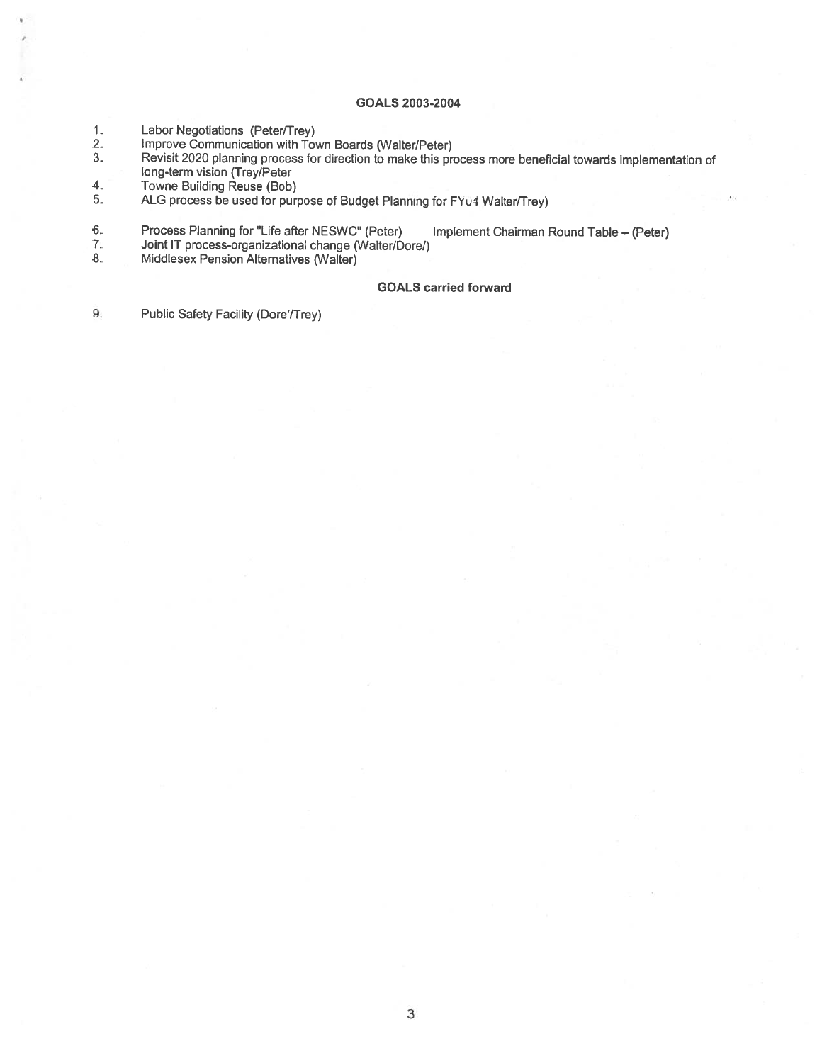## GOALS 2003-2004

1. Labor Negotiations (Peter/Trey)
2. Improve Communication with Town Boards (Walter/Peter)
3. Revisit 2020 planning process for direction to make this process more beneficial towards implementation of long-term vision (Trey/Peter
4. Towne Building Reuse (Bob)
5. ALG process be used for purpose of Budget Planning for FY04 Walter/Trey)
6. Process Planning for "Life after NESWC" (Peter) Implement Chairman Round Table – (Peter)
7. Joint IT process-organizational change (Walter/Dore/)
8. Middlesex Pension Alternatives (Walter)

## GOALS carried forward

9. Public Safety Facility (Dore'/Trey)